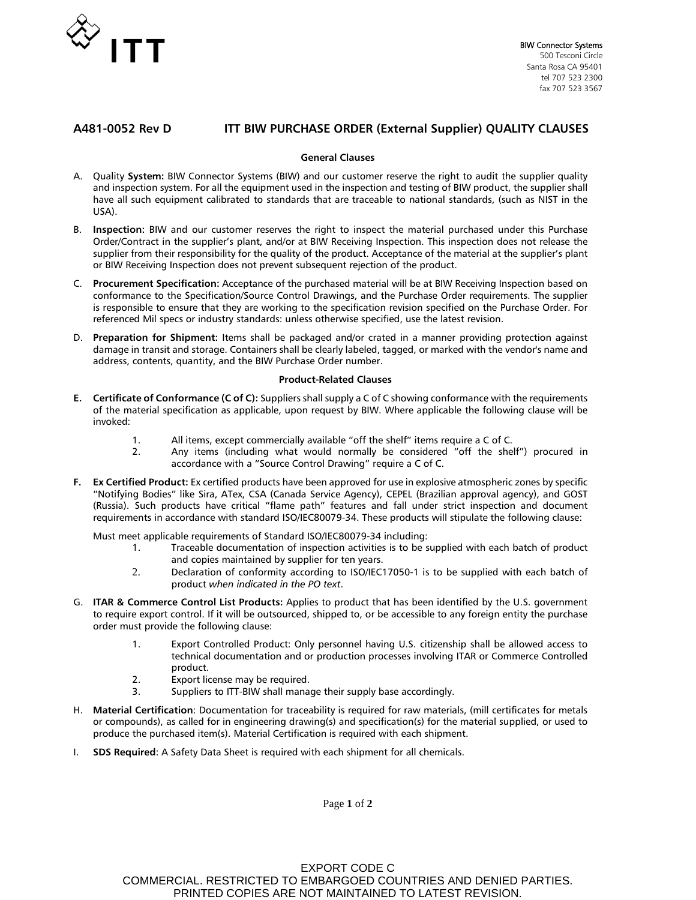ITT

BIW Connector Systems
500 Tesconi Circle
Santa Rosa CA 95401
tel 707 523 2300
fax 707 523 3567

## A481-0052 Rev D ITT BIW PURCHASE ORDER (External Supplier) QUALITY CLAUSES

### General Clauses

A. Quality **System:** BIW Connector Systems (BIW) and our customer reserve the right to audit the supplier quality and inspection system. For all the equipment used in the inspection and testing of BIW product, the supplier shall have all such equipment calibrated to standards that are traceable to national standards, (such as NIST in the USA).

B. **Inspection:** BIW and our customer reserves the right to inspect the material purchased under this Purchase Order/Contract in the supplier's plant, and/or at BIW Receiving Inspection. This inspection does not release the supplier from their responsibility for the quality of the product. Acceptance of the material at the supplier's plant or BIW Receiving Inspection does not prevent subsequent rejection of the product.

C. **Procurement Specification:** Acceptance of the purchased material will be at BIW Receiving Inspection based on conformance to the Specification/Source Control Drawings, and the Purchase Order requirements. The supplier is responsible to ensure that they are working to the specification revision specified on the Purchase Order. For referenced Mil specs or industry standards: unless otherwise specified, use the latest revision.

D. **Preparation for Shipment:** Items shall be packaged and/or crated in a manner providing protection against damage in transit and storage. Containers shall be clearly labeled, tagged, or marked with the vendor's name and address, contents, quantity, and the BIW Purchase Order number.

### Product-Related Clauses

**E. Certificate of Conformance (C of C):** Suppliers shall supply a C of C showing conformance with the requirements of the material specification as applicable, upon request by BIW. Where applicable the following clause will be invoked:

1. All items, except commercially available "off the shelf" items require a C of C.
2. Any items (including what would normally be considered "off the shelf") procured in accordance with a "Source Control Drawing" require a C of C.

**F. Ex Certified Product:** Ex certified products have been approved for use in explosive atmospheric zones by specific "Notifying Bodies" like Sira, ATex, CSA (Canada Service Agency), CEPEL (Brazilian approval agency), and GOST (Russia). Such products have critical "flame path" features and fall under strict inspection and document requirements in accordance with standard ISO/IEC80079-34. These products will stipulate the following clause:

Must meet applicable requirements of Standard ISO/IEC80079-34 including:

1. Traceable documentation of inspection activities is to be supplied with each batch of product and copies maintained by supplier for ten years.
2. Declaration of conformity according to ISO/IEC17050-1 is to be supplied with each batch of product *when indicated in the PO text*.

G. **ITAR & Commerce Control List Products:** Applies to product that has been identified by the U.S. government to require export control. If it will be outsourced, shipped to, or be accessible to any foreign entity the purchase order must provide the following clause:

1. Export Controlled Product: Only personnel having U.S. citizenship shall be allowed access to technical documentation and or production processes involving ITAR or Commerce Controlled product.
2. Export license may be required.
3. Suppliers to ITT-BIW shall manage their supply base accordingly.

H. **Material Certification**: Documentation for traceability is required for raw materials, (mill certificates for metals or compounds), as called for in engineering drawing(s) and specification(s) for the material supplied, or used to produce the purchased item(s). Material Certification is required with each shipment.

I. **SDS Required**: A Safety Data Sheet is required with each shipment for all chemicals.

EXPORT CODE C
COMMERCIAL. RESTRICTED TO EMBARGOED COUNTRIES AND DENIED PARTIES.
PRINTED COPIES ARE NOT MAINTAINED TO LATEST REVISION.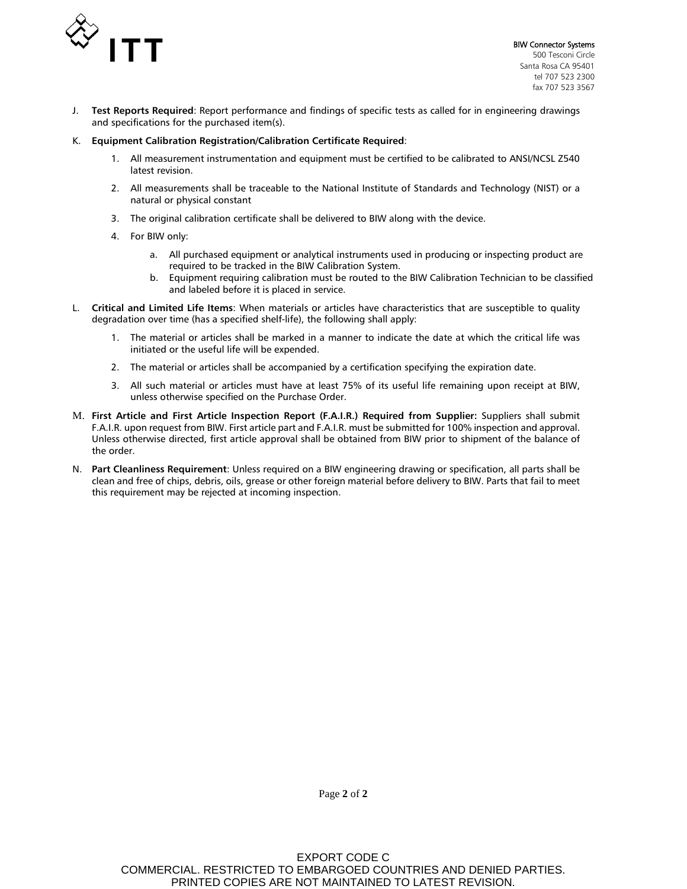J. **Test Reports Required**: Report performance and findings of specific tests as called for in engineering drawings and specifications for the purchased item(s).

K. **Equipment Calibration Registration/Calibration Certificate Required**:

1. All measurement instrumentation and equipment must be certified to be calibrated to ANSI/NCSL Z540 latest revision.
2. All measurements shall be traceable to the National Institute of Standards and Technology (NIST) or a natural or physical constant
3. The original calibration certificate shall be delivered to BIW along with the device.
4. For BIW only:
   a. All purchased equipment or analytical instruments used in producing or inspecting product are required to be tracked in the BIW Calibration System.
   b. Equipment requiring calibration must be routed to the BIW Calibration Technician to be classified and labeled before it is placed in service.

L. **Critical and Limited Life Items**: When materials or articles have characteristics that are susceptible to quality degradation over time (has a specified shelf-life), the following shall apply:

1. The material or articles shall be marked in a manner to indicate the date at which the critical life was initiated or the useful life will be expended.
2. The material or articles shall be accompanied by a certification specifying the expiration date.
3. All such material or articles must have at least 75% of its useful life remaining upon receipt at BIW, unless otherwise specified on the Purchase Order.

M. **First Article and First Article Inspection Report (F.A.I.R.) Required from Supplier:** Suppliers shall submit F.A.I.R. upon request from BIW. First article part and F.A.I.R. must be submitted for 100% inspection and approval. Unless otherwise directed, first article approval shall be obtained from BIW prior to shipment of the balance of the order.

N. **Part Cleanliness Requirement**: Unless required on a BIW engineering drawing or specification, all parts shall be clean and free of chips, debris, oils, grease or other foreign material before delivery to BIW. Parts that fail to meet this requirement may be rejected at incoming inspection.

EXPORT CODE C
COMMERCIAL. RESTRICTED TO EMBARGOED COUNTRIES AND DENIED PARTIES.
PRINTED COPIES ARE NOT MAINTAINED TO LATEST REVISION.